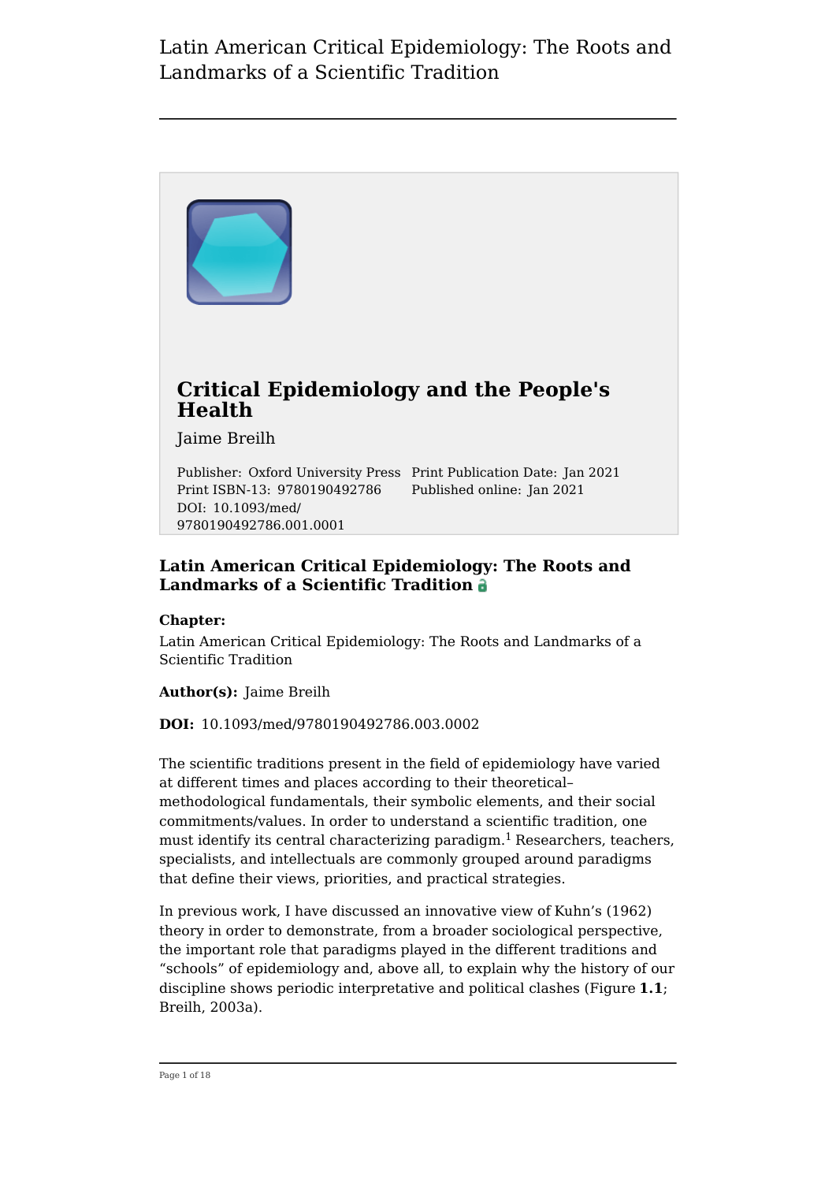# Critical Epidemiology and the People's Health

Jaime Breilh

Publisher: Oxford University Press
Print Publication Date: Jan 2021
Print ISBN-13: 9780190492786
Published online: Jan 2021
DOI: 10.1093/med/9780190492786.001.0001

## Latin American Critical Epidemiology: The Roots and Landmarks of a Scientific Tradition

**Chapter:**
Latin American Critical Epidemiology: The Roots and Landmarks of a Scientific Tradition

**Author(s):** Jaime Breilh

**DOI:** 10.1093/med/9780190492786.003.0002

The scientific traditions present in the field of epidemiology have varied at different times and places according to their theoretical–methodological fundamentals, their symbolic elements, and their social commitments/values. In order to understand a scientific tradition, one must identify its central characterizing paradigm.[1] Researchers, teachers, specialists, and intellectuals are commonly grouped around paradigms that define their views, priorities, and practical strategies.

In previous work, I have discussed an innovative view of Kuhn's (1962) theory in order to demonstrate, from a broader sociological perspective, the important role that paradigms played in the different traditions and "schools" of epidemiology and, above all, to explain why the history of our discipline shows periodic interpretative and political clashes (Figure **1.1**; Breilh, 2003a).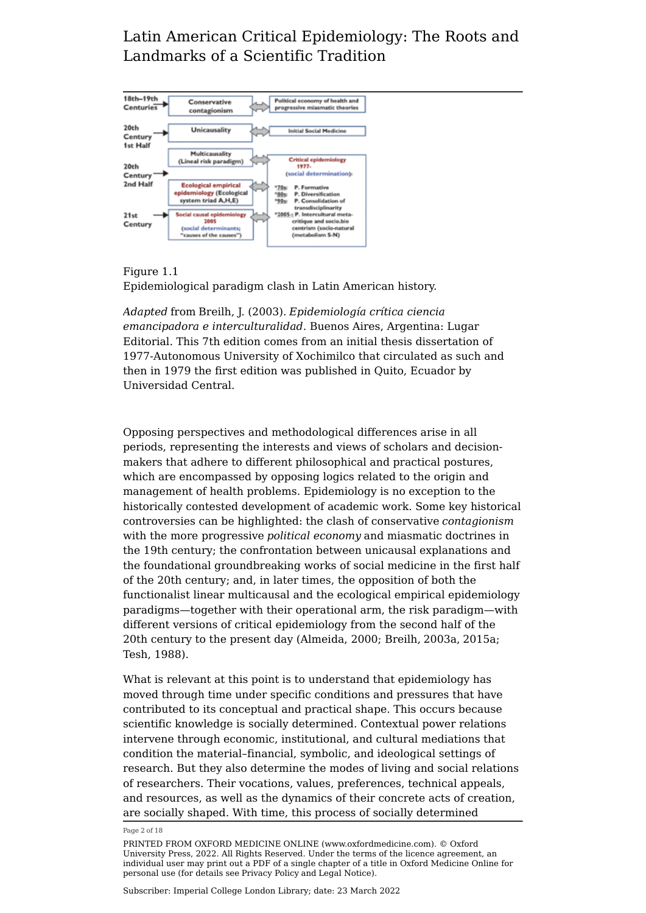Figure 1.1
Epidemiological paradigm clash in Latin American history.

*Adapted* from Breilh, J. (2003). *Epidemiología crítica ciencia emancipadora e interculturalidad*. Buenos Aires, Argentina: Lugar Editorial. This 7th edition comes from an initial thesis dissertation of 1977-Autonomous University of Xochimilco that circulated as such and then in 1979 the first edition was published in Quito, Ecuador by Universidad Central.

Opposing perspectives and methodological differences arise in all periods, representing the interests and views of scholars and decision-makers that adhere to different philosophical and practical postures, which are encompassed by opposing logics related to the origin and management of health problems. Epidemiology is no exception to the historically contested development of academic work. Some key historical controversies can be highlighted: the clash of conservative *contagionism* with the more progressive *political economy* and miasmatic doctrines in the 19th century; the confrontation between unicausal explanations and the foundational groundbreaking works of social medicine in the first half of the 20th century; and, in later times, the opposition of both the functionalist linear multicausal and the ecological empirical epidemiology paradigms—together with their operational arm, the risk paradigm—with different versions of critical epidemiology from the second half of the 20th century to the present day (Almeida, 2000; Breilh, 2003a, 2015a; Tesh, 1988).

What is relevant at this point is to understand that epidemiology has moved through time under specific conditions and pressures that have contributed to its conceptual and practical shape. This occurs because scientific knowledge is socially determined. Contextual power relations intervene through economic, institutional, and cultural mediations that condition the material–financial, symbolic, and ideological settings of research. But they also determine the modes of living and social relations of researchers. Their vocations, values, preferences, technical appeals, and resources, as well as the dynamics of their concrete acts of creation, are socially shaped. With time, this process of socially determined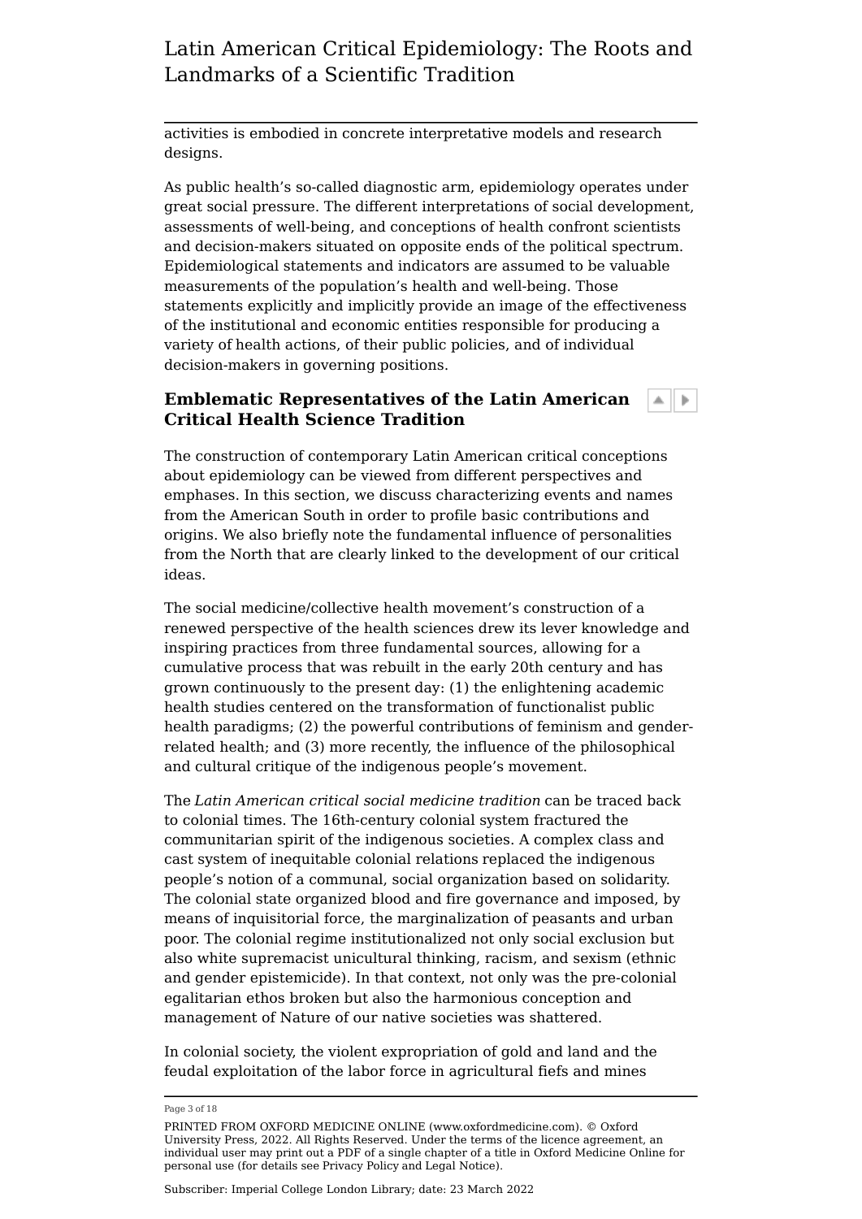activities is embodied in concrete interpretative models and research designs.

As public health's so-called diagnostic arm, epidemiology operates under great social pressure. The different interpretations of social development, assessments of well-being, and conceptions of health confront scientists and decision-makers situated on opposite ends of the political spectrum. Epidemiological statements and indicators are assumed to be valuable measurements of the population's health and well-being. Those statements explicitly and implicitly provide an image of the effectiveness of the institutional and economic entities responsible for producing a variety of health actions, of their public policies, and of individual decision-makers in governing positions.

## Emblematic Representatives of the Latin American Critical Health Science Tradition

The construction of contemporary Latin American critical conceptions about epidemiology can be viewed from different perspectives and emphases. In this section, we discuss characterizing events and names from the American South in order to profile basic contributions and origins. We also briefly note the fundamental influence of personalities from the North that are clearly linked to the development of our critical ideas.

The social medicine/collective health movement's construction of a renewed perspective of the health sciences drew its lever knowledge and inspiring practices from three fundamental sources, allowing for a cumulative process that was rebuilt in the early 20th century and has grown continuously to the present day: (1) the enlightening academic health studies centered on the transformation of functionalist public health paradigms; (2) the powerful contributions of feminism and gender-related health; and (3) more recently, the influence of the philosophical and cultural critique of the indigenous people's movement.

The *Latin American critical social medicine tradition* can be traced back to colonial times. The 16th-century colonial system fractured the communitarian spirit of the indigenous societies. A complex class and cast system of inequitable colonial relations replaced the indigenous people's notion of a communal, social organization based on solidarity. The colonial state organized blood and fire governance and imposed, by means of inquisitorial force, the marginalization of peasants and urban poor. The colonial regime institutionalized not only social exclusion but also white supremacist unicultural thinking, racism, and sexism (ethnic and gender epistemicide). In that context, not only was the pre-colonial egalitarian ethos broken but also the harmonious conception and management of Nature of our native societies was shattered.

In colonial society, the violent expropriation of gold and land and the feudal exploitation of the labor force in agricultural fiefs and mines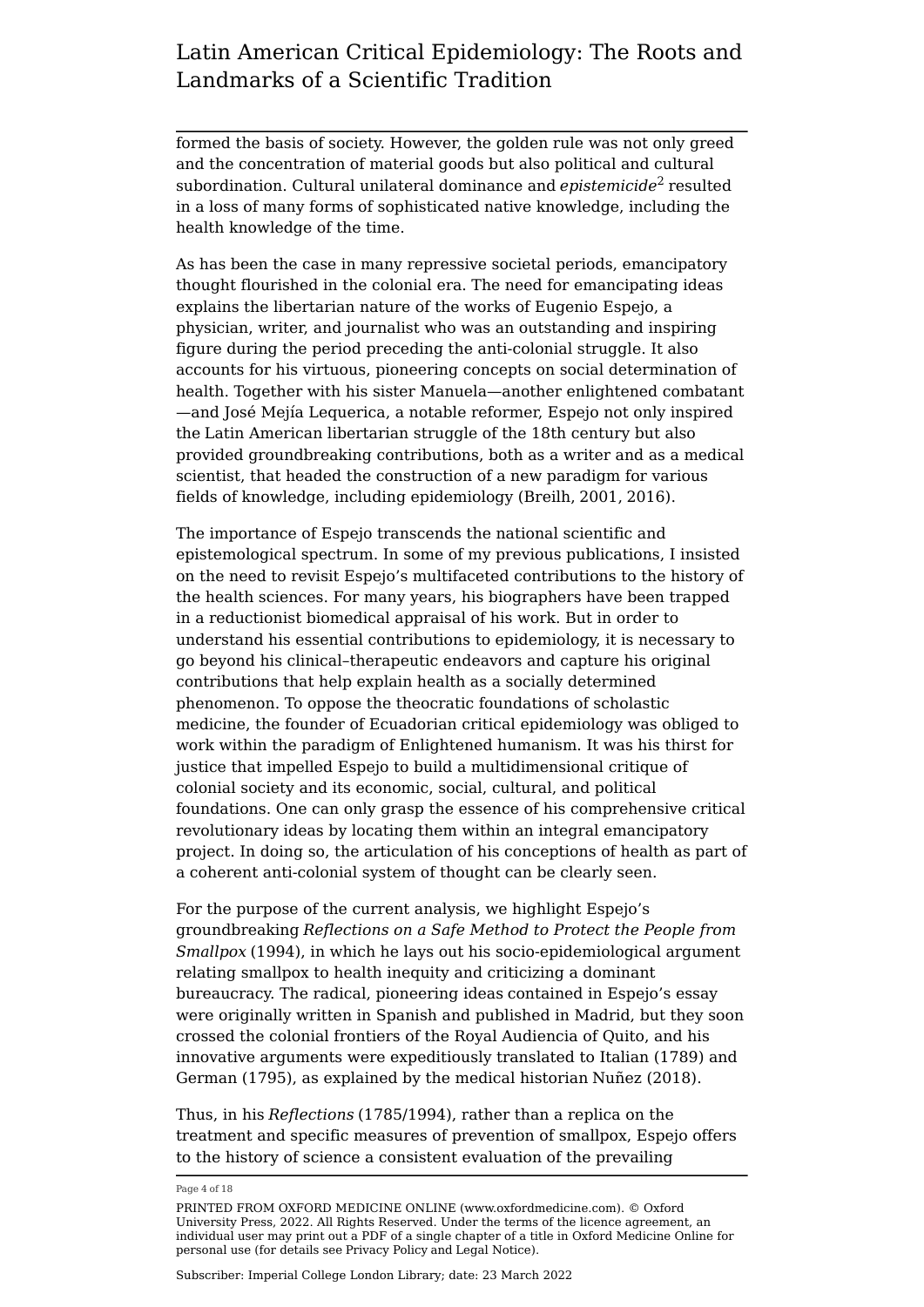formed the basis of society. However, the golden rule was not only greed and the concentration of material goods but also political and cultural subordination. Cultural unilateral dominance and *epistemicide*[2] resulted in a loss of many forms of sophisticated native knowledge, including the health knowledge of the time.

As has been the case in many repressive societal periods, emancipatory thought flourished in the colonial era. The need for emancipating ideas explains the libertarian nature of the works of Eugenio Espejo, a physician, writer, and journalist who was an outstanding and inspiring figure during the period preceding the anti-colonial struggle. It also accounts for his virtuous, pioneering concepts on social determination of health. Together with his sister Manuela—another enlightened combatant—and José Mejía Lequerica, a notable reformer, Espejo not only inspired the Latin American libertarian struggle of the 18th century but also provided groundbreaking contributions, both as a writer and as a medical scientist, that headed the construction of a new paradigm for various fields of knowledge, including epidemiology (Breilh, 2001, 2016).

The importance of Espejo transcends the national scientific and epistemological spectrum. In some of my previous publications, I insisted on the need to revisit Espejo's multifaceted contributions to the history of the health sciences. For many years, his biographers have been trapped in a reductionist biomedical appraisal of his work. But in order to understand his essential contributions to epidemiology, it is necessary to go beyond his clinical–therapeutic endeavors and capture his original contributions that help explain health as a socially determined phenomenon. To oppose the theocratic foundations of scholastic medicine, the founder of Ecuadorian critical epidemiology was obliged to work within the paradigm of Enlightened humanism. It was his thirst for justice that impelled Espejo to build a multidimensional critique of colonial society and its economic, social, cultural, and political foundations. One can only grasp the essence of his comprehensive critical revolutionary ideas by locating them within an integral emancipatory project. In doing so, the articulation of his conceptions of health as part of a coherent anti-colonial system of thought can be clearly seen.

For the purpose of the current analysis, we highlight Espejo's groundbreaking *Reflections on a Safe Method to Protect the People from Smallpox* (1994), in which he lays out his socio-epidemiological argument relating smallpox to health inequity and criticizing a dominant bureaucracy. The radical, pioneering ideas contained in Espejo's essay were originally written in Spanish and published in Madrid, but they soon crossed the colonial frontiers of the Royal Audiencia of Quito, and his innovative arguments were expeditiously translated to Italian (1789) and German (1795), as explained by the medical historian Nuñez (2018).

Thus, in his *Reflections* (1785/1994), rather than a replica on the treatment and specific measures of prevention of smallpox, Espejo offers to the history of science a consistent evaluation of the prevailing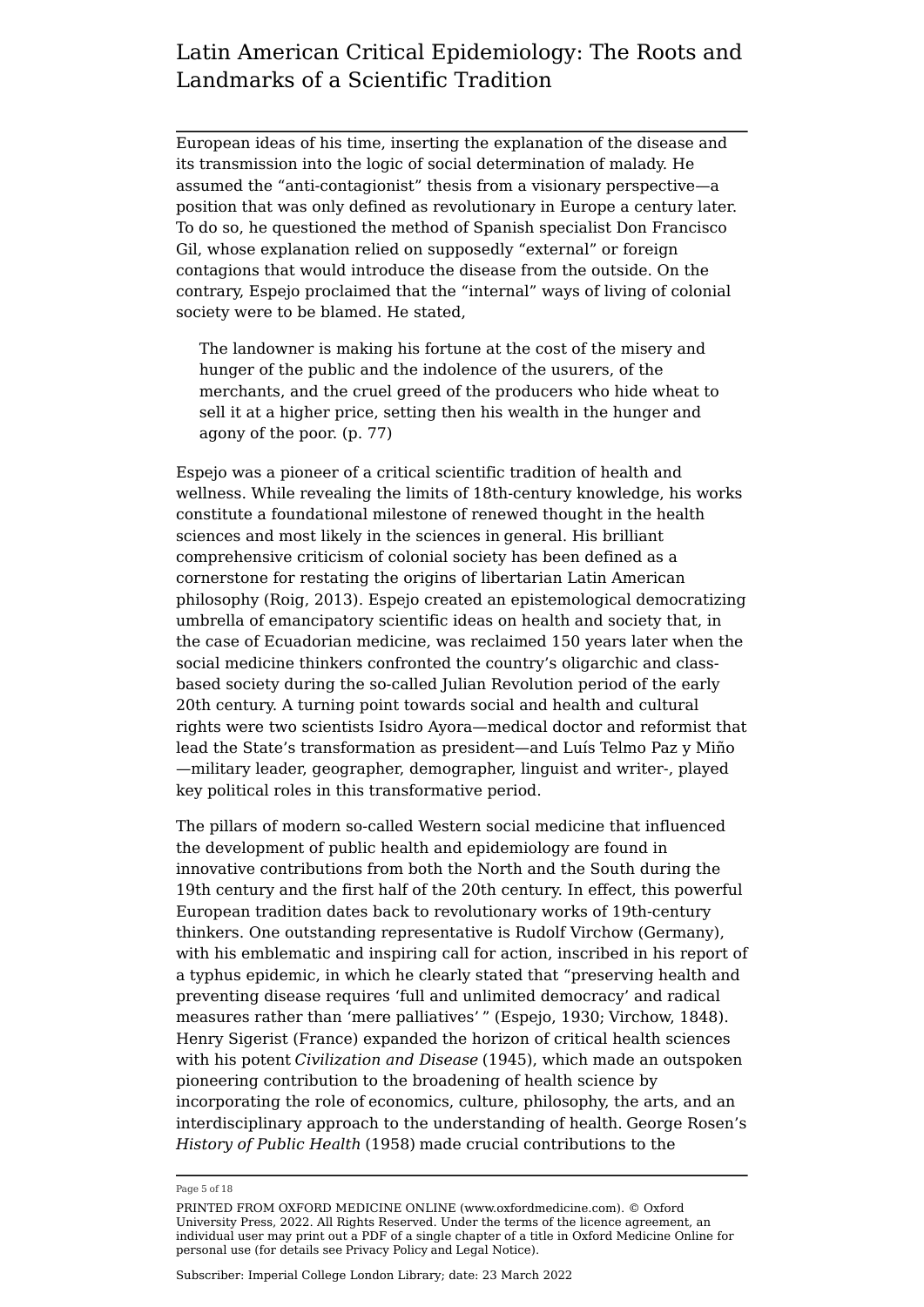European ideas of his time, inserting the explanation of the disease and its transmission into the logic of social determination of malady. He assumed the "anti-contagionist" thesis from a visionary perspective—a position that was only defined as revolutionary in Europe a century later. To do so, he questioned the method of Spanish specialist Don Francisco Gil, whose explanation relied on supposedly "external" or foreign contagions that would introduce the disease from the outside. On the contrary, Espejo proclaimed that the "internal" ways of living of colonial society were to be blamed. He stated,

> The landowner is making his fortune at the cost of the misery and hunger of the public and the indolence of the usurers, of the merchants, and the cruel greed of the producers who hide wheat to sell it at a higher price, setting then his wealth in the hunger and agony of the poor. (p. 77)

Espejo was a pioneer of a critical scientific tradition of health and wellness. While revealing the limits of 18th-century knowledge, his works constitute a foundational milestone of renewed thought in the health sciences and most likely in the sciences in general. His brilliant comprehensive criticism of colonial society has been defined as a cornerstone for restating the origins of libertarian Latin American philosophy (Roig, 2013). Espejo created an epistemological democratizing umbrella of emancipatory scientific ideas on health and society that, in the case of Ecuadorian medicine, was reclaimed 150 years later when the social medicine thinkers confronted the country's oligarchic and class-based society during the so-called Julian Revolution period of the early 20th century. A turning point towards social and health and cultural rights were two scientists Isidro Ayora—medical doctor and reformist that lead the State's transformation as president—and Luís Telmo Paz y Miño—military leader, geographer, demographer, linguist and writer-, played key political roles in this transformative period.

The pillars of modern so-called Western social medicine that influenced the development of public health and epidemiology are found in innovative contributions from both the North and the South during the 19th century and the first half of the 20th century. In effect, this powerful European tradition dates back to revolutionary works of 19th-century thinkers. One outstanding representative is Rudolf Virchow (Germany), with his emblematic and inspiring call for action, inscribed in his report of a typhus epidemic, in which he clearly stated that "preserving health and preventing disease requires 'full and unlimited democracy' and radical measures rather than 'mere palliatives' " (Espejo, 1930; Virchow, 1848). Henry Sigerist (France) expanded the horizon of critical health sciences with his potent *Civilization and Disease* (1945), which made an outspoken pioneering contribution to the broadening of health science by incorporating the role of economics, culture, philosophy, the arts, and an interdisciplinary approach to the understanding of health. George Rosen's *History of Public Health* (1958) made crucial contributions to the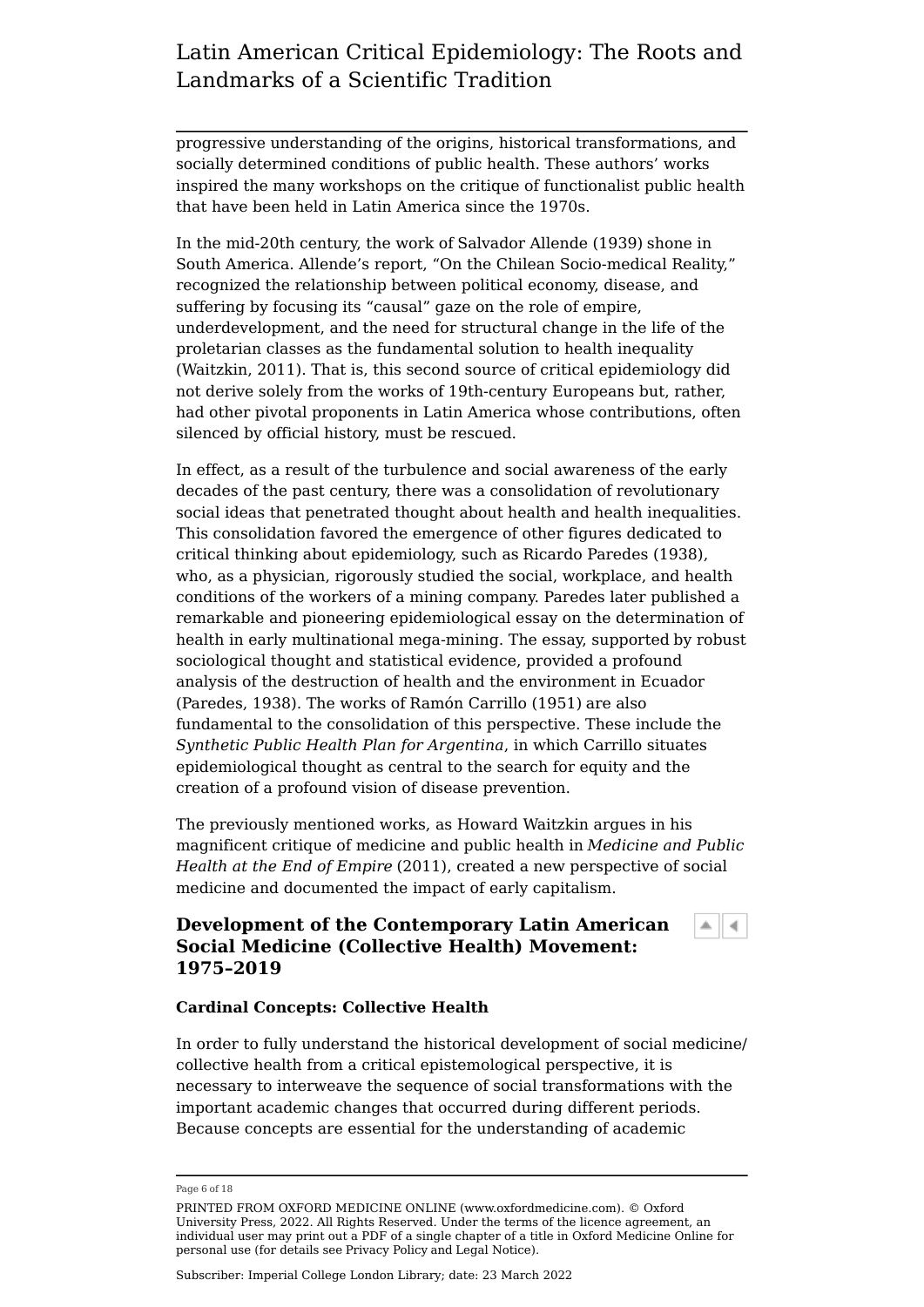progressive understanding of the origins, historical transformations, and socially determined conditions of public health. These authors' works inspired the many workshops on the critique of functionalist public health that have been held in Latin America since the 1970s.

In the mid-20th century, the work of Salvador Allende (1939) shone in South America. Allende's report, "On the Chilean Socio-medical Reality," recognized the relationship between political economy, disease, and suffering by focusing its "causal" gaze on the role of empire, underdevelopment, and the need for structural change in the life of the proletarian classes as the fundamental solution to health inequality (Waitzkin, 2011). That is, this second source of critical epidemiology did not derive solely from the works of 19th-century Europeans but, rather, had other pivotal proponents in Latin America whose contributions, often silenced by official history, must be rescued.

In effect, as a result of the turbulence and social awareness of the early decades of the past century, there was a consolidation of revolutionary social ideas that penetrated thought about health and health inequalities. This consolidation favored the emergence of other figures dedicated to critical thinking about epidemiology, such as Ricardo Paredes (1938), who, as a physician, rigorously studied the social, workplace, and health conditions of the workers of a mining company. Paredes later published a remarkable and pioneering epidemiological essay on the determination of health in early multinational mega-mining. The essay, supported by robust sociological thought and statistical evidence, provided a profound analysis of the destruction of health and the environment in Ecuador (Paredes, 1938). The works of Ramón Carrillo (1951) are also fundamental to the consolidation of this perspective. These include the *Synthetic Public Health Plan for Argentina*, in which Carrillo situates epidemiological thought as central to the search for equity and the creation of a profound vision of disease prevention.

The previously mentioned works, as Howard Waitzkin argues in his magnificent critique of medicine and public health in *Medicine and Public Health at the End of Empire* (2011), created a new perspective of social medicine and documented the impact of early capitalism.

## Development of the Contemporary Latin American Social Medicine (Collective Health) Movement: 1975–2019

### Cardinal Concepts: Collective Health

In order to fully understand the historical development of social medicine/collective health from a critical epistemological perspective, it is necessary to interweave the sequence of social transformations with the important academic changes that occurred during different periods. Because concepts are essential for the understanding of academic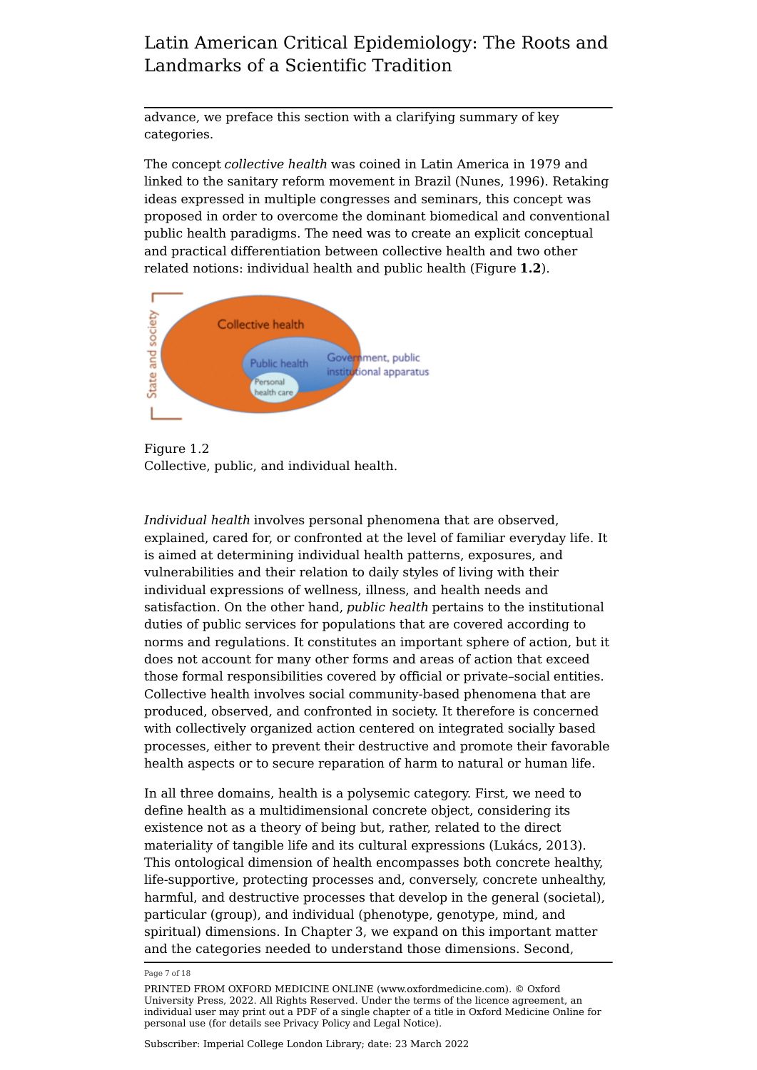advance, we preface this section with a clarifying summary of key categories.

The concept *collective health* was coined in Latin America in 1979 and linked to the sanitary reform movement in Brazil (Nunes, 1996). Retaking ideas expressed in multiple congresses and seminars, this concept was proposed in order to overcome the dominant biomedical and conventional public health paradigms. The need was to create an explicit conceptual and practical differentiation between collective health and two other related notions: individual health and public health (Figure **1.2**).

Figure 1.2
Collective, public, and individual health.

*Individual health* involves personal phenomena that are observed, explained, cared for, or confronted at the level of familiar everyday life. It is aimed at determining individual health patterns, exposures, and vulnerabilities and their relation to daily styles of living with their individual expressions of wellness, illness, and health needs and satisfaction. On the other hand, *public health* pertains to the institutional duties of public services for populations that are covered according to norms and regulations. It constitutes an important sphere of action, but it does not account for many other forms and areas of action that exceed those formal responsibilities covered by official or private–social entities. Collective health involves social community-based phenomena that are produced, observed, and confronted in society. It therefore is concerned with collectively organized action centered on integrated socially based processes, either to prevent their destructive and promote their favorable health aspects or to secure reparation of harm to natural or human life.

In all three domains, health is a polysemic category. First, we need to define health as a multidimensional concrete object, considering its existence not as a theory of being but, rather, related to the direct materiality of tangible life and its cultural expressions (Lukács, 2013). This ontological dimension of health encompasses both concrete healthy, life-supportive, protecting processes and, conversely, concrete unhealthy, harmful, and destructive processes that develop in the general (societal), particular (group), and individual (phenotype, genotype, mind, and spiritual) dimensions. In Chapter 3, we expand on this important matter and the categories needed to understand those dimensions. Second,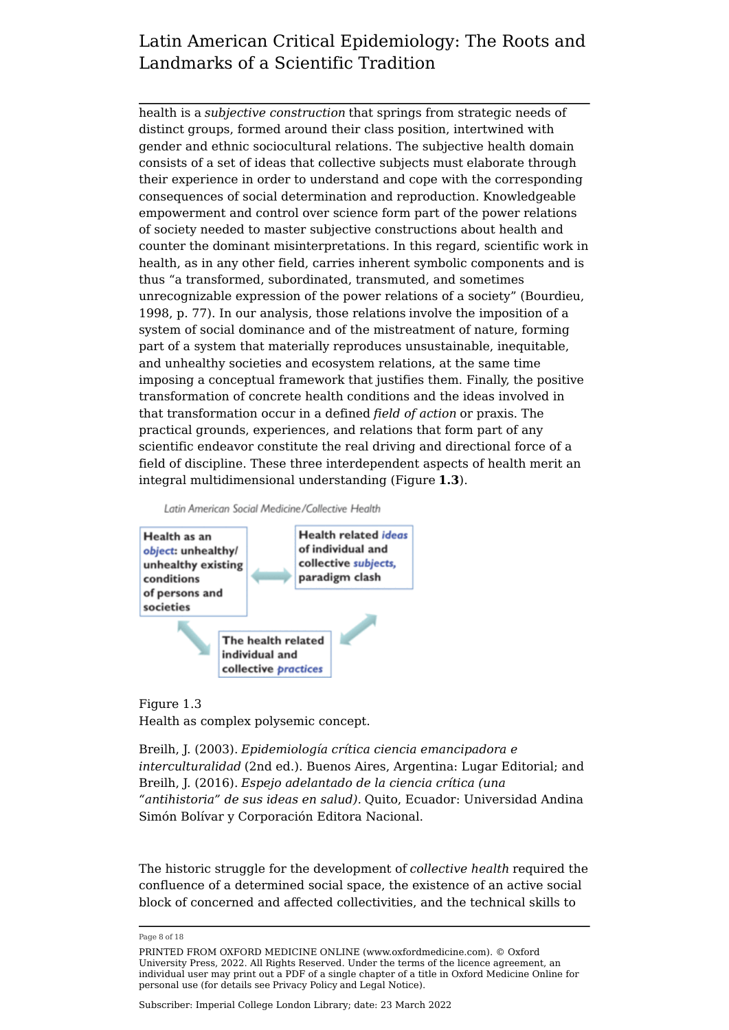health is a *subjective construction* that springs from strategic needs of distinct groups, formed around their class position, intertwined with gender and ethnic sociocultural relations. The subjective health domain consists of a set of ideas that collective subjects must elaborate through their experience in order to understand and cope with the corresponding consequences of social determination and reproduction. Knowledgeable empowerment and control over science form part of the power relations of society needed to master subjective constructions about health and counter the dominant misinterpretations. In this regard, scientific work in health, as in any other field, carries inherent symbolic components and is thus "a transformed, subordinated, transmuted, and sometimes unrecognizable expression of the power relations of a society" (Bourdieu, 1998, p. 77). In our analysis, those relations involve the imposition of a system of social dominance and of the mistreatment of nature, forming part of a system that materially reproduces unsustainable, inequitable, and unhealthy societies and ecosystem relations, at the same time imposing a conceptual framework that justifies them. Finally, the positive transformation of concrete health conditions and the ideas involved in that transformation occur in a defined *field of action* or praxis. The practical grounds, experiences, and relations that form part of any scientific endeavor constitute the real driving and directional force of a field of discipline. These three interdependent aspects of health merit an integral multidimensional understanding (Figure **1.3**).

Latin American Social Medicine/Collective Health

**Health as an *object*: unhealthy/unhealthy existing conditions of persons and societies**

**Health related *ideas* of individual and collective *subjects*, paradigm clash**

**The health related individual and collective *practices***

Figure 1.3
Health as complex polysemic concept.

Breilh, J. (2003). *Epidemiología crítica ciencia emancipadora e interculturalidad* (2nd ed.). Buenos Aires, Argentina: Lugar Editorial; and Breilh, J. (2016). *Espejo adelantado de la ciencia crítica (una "antihistoria" de sus ideas en salud).* Quito, Ecuador: Universidad Andina Simón Bolívar y Corporación Editora Nacional.

The historic struggle for the development of *collective health* required the confluence of a determined social space, the existence of an active social block of concerned and affected collectivities, and the technical skills to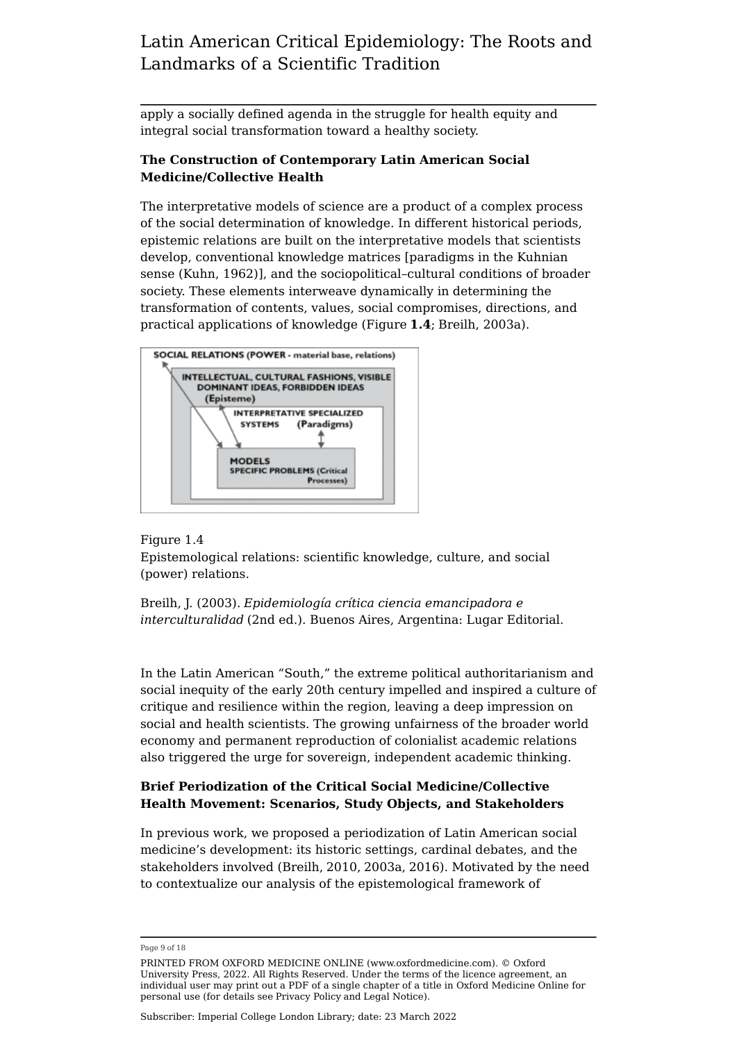apply a socially defined agenda in the struggle for health equity and integral social transformation toward a healthy society.

**The Construction of Contemporary Latin American Social Medicine/Collective Health**

The interpretative models of science are a product of a complex process of the social determination of knowledge. In different historical periods, epistemic relations are built on the interpretative models that scientists develop, conventional knowledge matrices [paradigms in the Kuhnian sense (Kuhn, 1962)], and the sociopolitical–cultural conditions of broader society. These elements interweave dynamically in determining the transformation of contents, values, social compromises, directions, and practical applications of knowledge (Figure **1.4**; Breilh, 2003a).

Figure 1.4
Epistemological relations: scientific knowledge, culture, and social (power) relations.

Breilh, J. (2003). *Epidemiología crítica ciencia emancipadora e interculturalidad* (2nd ed.). Buenos Aires, Argentina: Lugar Editorial.

In the Latin American “South,” the extreme political authoritarianism and social inequity of the early 20th century impelled and inspired a culture of critique and resilience within the region, leaving a deep impression on social and health scientists. The growing unfairness of the broader world economy and permanent reproduction of colonialist academic relations also triggered the urge for sovereign, independent academic thinking.

**Brief Periodization of the Critical Social Medicine/Collective Health Movement: Scenarios, Study Objects, and Stakeholders**

In previous work, we proposed a periodization of Latin American social medicine’s development: its historic settings, cardinal debates, and the stakeholders involved (Breilh, 2010, 2003a, 2016). Motivated by the need to contextualize our analysis of the epistemological framework of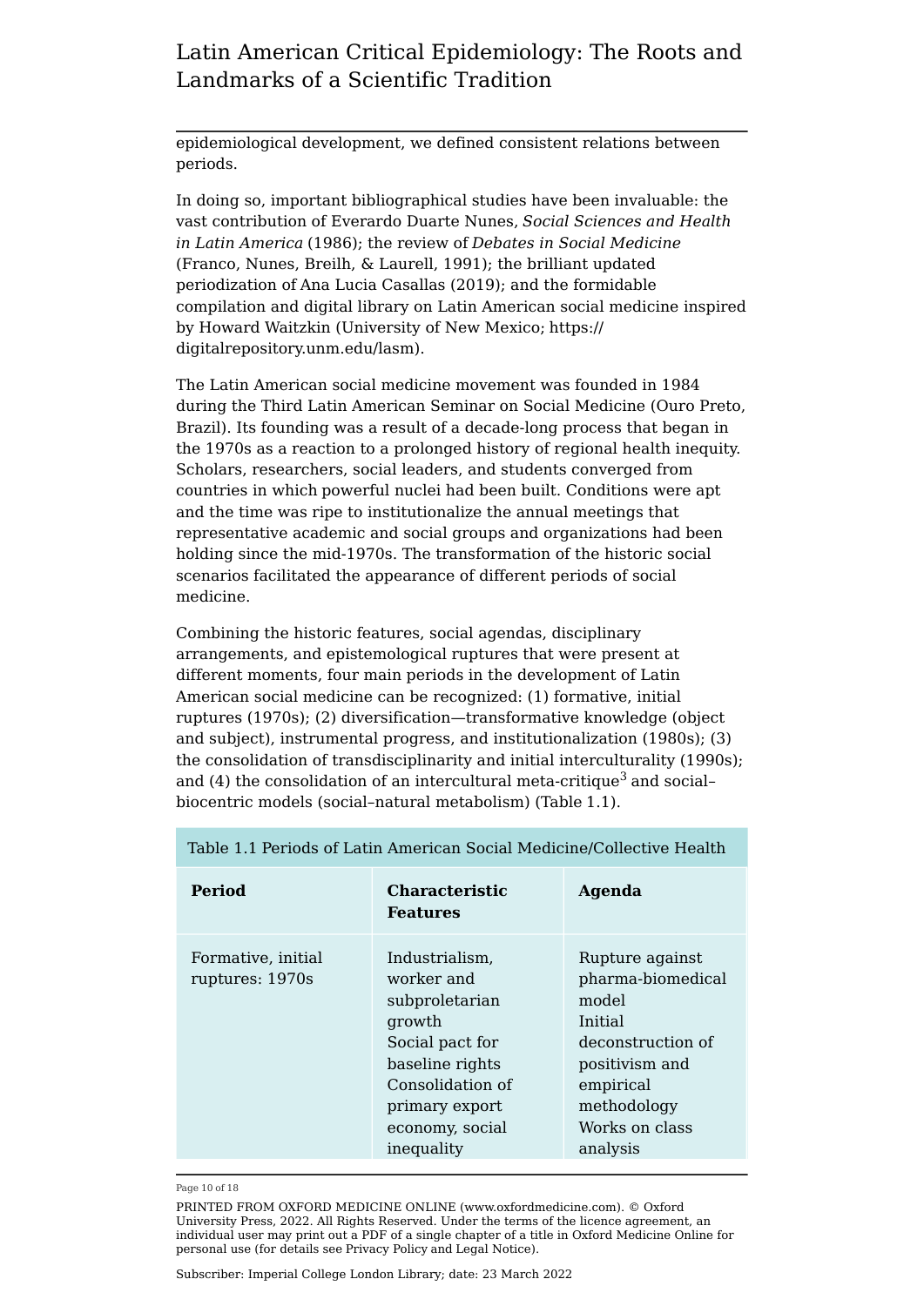epidemiological development, we defined consistent relations between periods.

In doing so, important bibliographical studies have been invaluable: the vast contribution of Everardo Duarte Nunes, *Social Sciences and Health in Latin America* (1986); the review of *Debates in Social Medicine* (Franco, Nunes, Breilh, & Laurell, 1991); the brilliant updated periodization of Ana Lucia Casallas (2019); and the formidable compilation and digital library on Latin American social medicine inspired by Howard Waitzkin (University of New Mexico; https://digitalrepository.unm.edu/lasm).

The Latin American social medicine movement was founded in 1984 during the Third Latin American Seminar on Social Medicine (Ouro Preto, Brazil). Its founding was a result of a decade-long process that began in the 1970s as a reaction to a prolonged history of regional health inequity. Scholars, researchers, social leaders, and students converged from countries in which powerful nuclei had been built. Conditions were apt and the time was ripe to institutionalize the annual meetings that representative academic and social groups and organizations had been holding since the mid-1970s. The transformation of the historic social scenarios facilitated the appearance of different periods of social medicine.

Combining the historic features, social agendas, disciplinary arrangements, and epistemological ruptures that were present at different moments, four main periods in the development of Latin American social medicine can be recognized: (1) formative, initial ruptures (1970s); (2) diversification—transformative knowledge (object and subject), instrumental progress, and institutionalization (1980s); (3) the consolidation of transdisciplinarity and initial interculturality (1990s); and (4) the consolidation of an intercultural meta-critique[3] and social–biocentric models (social–natural metabolism) (Table 1.1).

Table 1.1 Periods of Latin American Social Medicine/Collective Health

| **Period** | **Characteristic Features** | **Agenda** |
|---|---|---|
| Formative, initial ruptures: 1970s | Industrialism, worker and subproletarian growth<br>Social pact for baseline rights<br>Consolidation of primary export economy, social inequality | Rupture against pharma-biomedical model<br>Initial deconstruction of positivism and empirical methodology<br>Works on class analysis |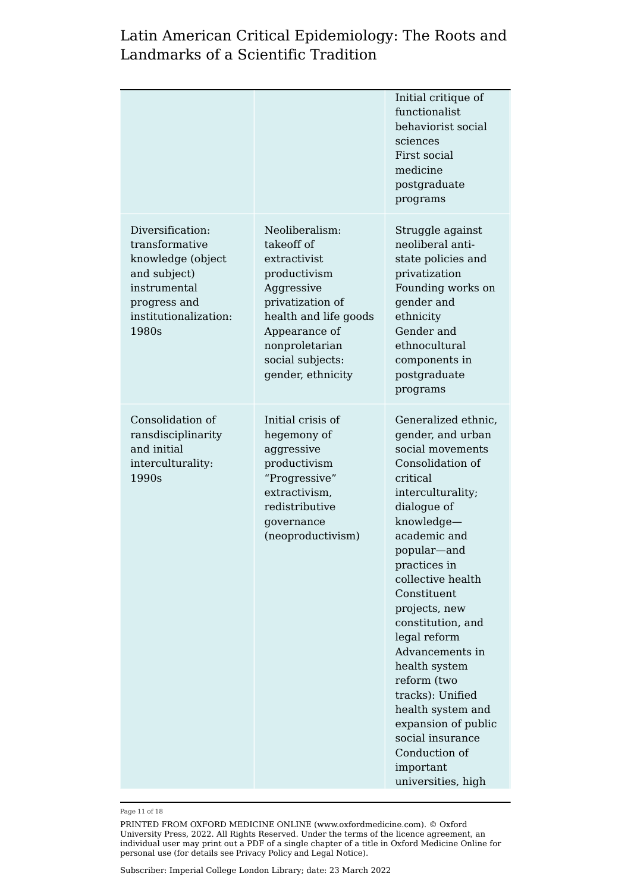| | | |
|---|---|---|
| | | Initial critique of functionalist behaviorist social sciences<br>First social medicine postgraduate programs |
| Diversification: transformative knowledge (object and subject) instrumental progress and institutionalization: 1980s | Neoliberalism: takeoff of extractivist productivism<br>Aggressive privatization of health and life goods<br>Appearance of nonproletarian social subjects: gender, ethnicity | Struggle against neoliberal anti-state policies and privatization<br>Founding works on gender and ethnicity<br>Gender and ethnocultural components in postgraduate programs |
| Consolidation of ransdisciplinarity and initial interculturality: 1990s | Initial crisis of hegemony of aggressive productivism<br>"Progressive" extractivism, redistributive governance (neoproductivism) | Generalized ethnic, gender, and urban social movements<br>Consolidation of critical interculturality; dialogue of knowledge—academic and popular—and practices in collective health<br>Constituent projects, new constitution, and legal reform<br>Advancements in health system reform (two tracks): Unified health system and expansion of public social insurance<br>Conduction of important universities, high |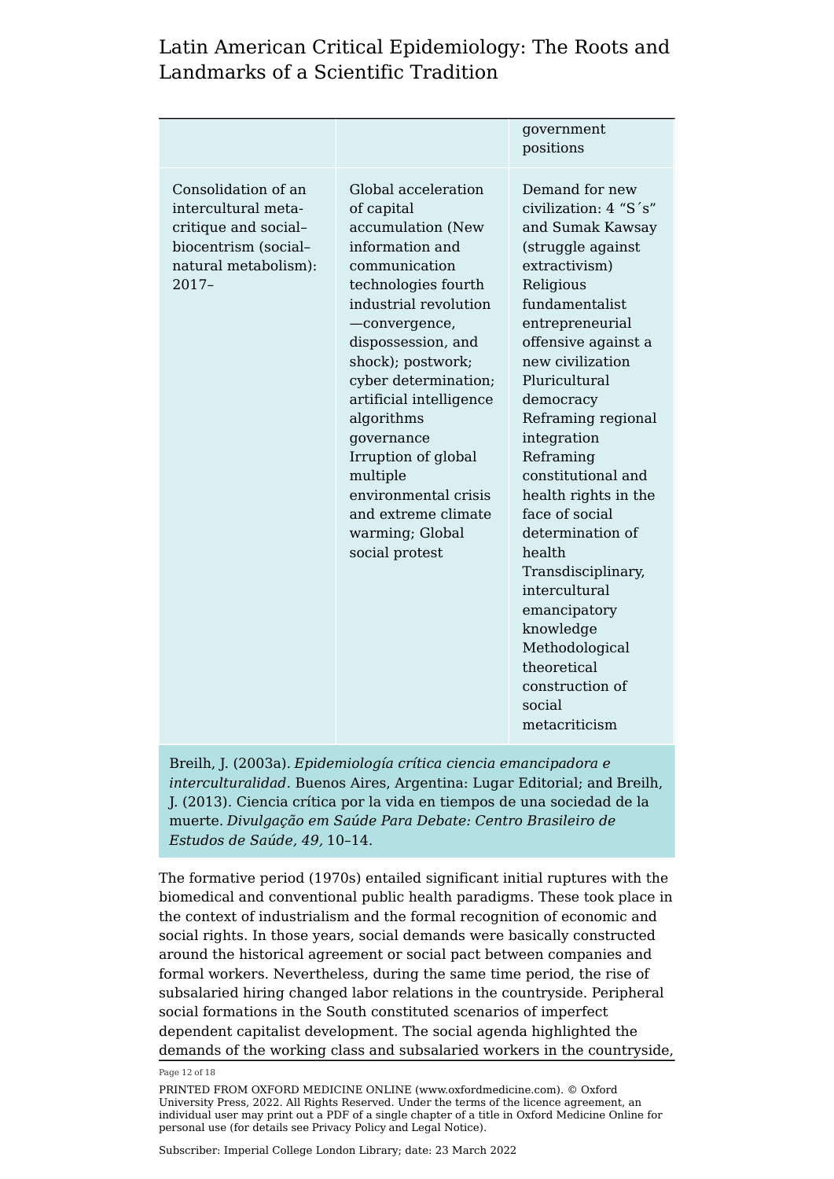| | | government positions |
|---|---|---|
| Consolidation of an intercultural meta-critique and social–biocentrism (social–natural metabolism): 2017– | Global acceleration of capital accumulation (New information and communication technologies fourth industrial revolution—convergence, dispossession, and shock); postwork; cyber determination; artificial intelligence algorithms governance<br>Irruption of global multiple environmental crisis and extreme climate warming; Global social protest | Demand for new civilization: 4 "S´s" and Sumak Kawsay (struggle against extractivism)<br>Religious fundamentalist entrepreneurial offensive against a new civilization<br>Pluricultural democracy<br>Reframing regional integration<br>Reframing constitutional and health rights in the face of social determination of health<br>Transdisciplinary, intercultural emancipatory knowledge<br>Methodological theoretical construction of social metacriticism |

Breilh, J. (2003a). *Epidemiología crítica ciencia emancipadora e interculturalidad*. Buenos Aires, Argentina: Lugar Editorial; and Breilh, J. (2013). Ciencia crítica por la vida en tiempos de una sociedad de la muerte. *Divulgação em Saúde Para Debate: Centro Brasileiro de Estudos de Saúde, 49,* 10–14.

The formative period (1970s) entailed significant initial ruptures with the biomedical and conventional public health paradigms. These took place in the context of industrialism and the formal recognition of economic and social rights. In those years, social demands were basically constructed around the historical agreement or social pact between companies and formal workers. Nevertheless, during the same time period, the rise of subsalaried hiring changed labor relations in the countryside. Peripheral social formations in the South constituted scenarios of imperfect dependent capitalist development. The social agenda highlighted the demands of the working class and subsalaried workers in the countryside,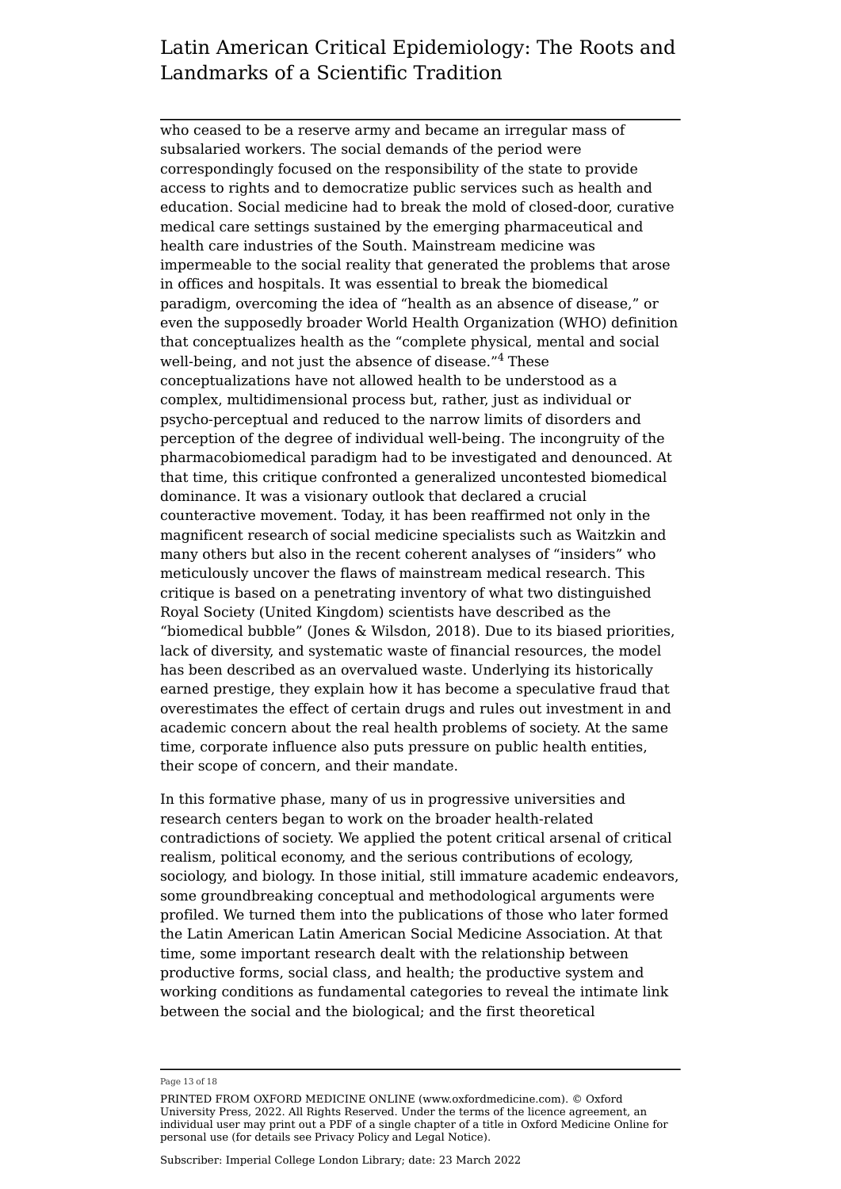who ceased to be a reserve army and became an irregular mass of subsalaried workers. The social demands of the period were correspondingly focused on the responsibility of the state to provide access to rights and to democratize public services such as health and education. Social medicine had to break the mold of closed-door, curative medical care settings sustained by the emerging pharmaceutical and health care industries of the South. Mainstream medicine was impermeable to the social reality that generated the problems that arose in offices and hospitals. It was essential to break the biomedical paradigm, overcoming the idea of "health as an absence of disease," or even the supposedly broader World Health Organization (WHO) definition that conceptualizes health as the "complete physical, mental and social well-being, and not just the absence of disease."[4] These conceptualizations have not allowed health to be understood as a complex, multidimensional process but, rather, just as individual or psycho-perceptual and reduced to the narrow limits of disorders and perception of the degree of individual well-being. The incongruity of the pharmacobiomedical paradigm had to be investigated and denounced. At that time, this critique confronted a generalized uncontested biomedical dominance. It was a visionary outlook that declared a crucial counteractive movement. Today, it has been reaffirmed not only in the magnificent research of social medicine specialists such as Waitzkin and many others but also in the recent coherent analyses of "insiders" who meticulously uncover the flaws of mainstream medical research. This critique is based on a penetrating inventory of what two distinguished Royal Society (United Kingdom) scientists have described as the "biomedical bubble" (Jones & Wilsdon, 2018). Due to its biased priorities, lack of diversity, and systematic waste of financial resources, the model has been described as an overvalued waste. Underlying its historically earned prestige, they explain how it has become a speculative fraud that overestimates the effect of certain drugs and rules out investment in and academic concern about the real health problems of society. At the same time, corporate influence also puts pressure on public health entities, their scope of concern, and their mandate.

In this formative phase, many of us in progressive universities and research centers began to work on the broader health-related contradictions of society. We applied the potent critical arsenal of critical realism, political economy, and the serious contributions of ecology, sociology, and biology. In those initial, still immature academic endeavors, some groundbreaking conceptual and methodological arguments were profiled. We turned them into the publications of those who later formed the Latin American Latin American Social Medicine Association. At that time, some important research dealt with the relationship between productive forms, social class, and health; the productive system and working conditions as fundamental categories to reveal the intimate link between the social and the biological; and the first theoretical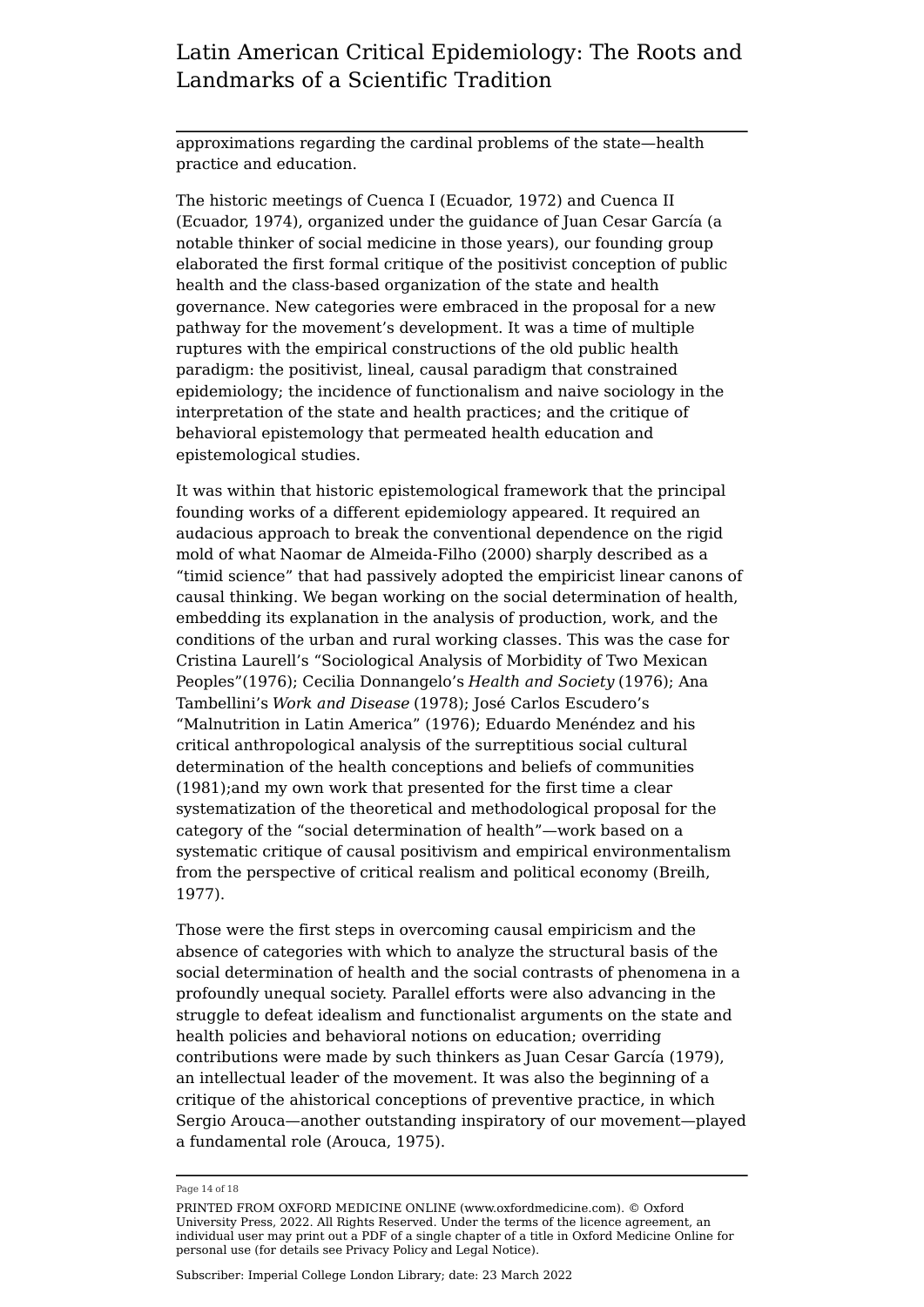approximations regarding the cardinal problems of the state—health practice and education.

The historic meetings of Cuenca I (Ecuador, 1972) and Cuenca II (Ecuador, 1974), organized under the guidance of Juan Cesar García (a notable thinker of social medicine in those years), our founding group elaborated the first formal critique of the positivist conception of public health and the class-based organization of the state and health governance. New categories were embraced in the proposal for a new pathway for the movement's development. It was a time of multiple ruptures with the empirical constructions of the old public health paradigm: the positivist, lineal, causal paradigm that constrained epidemiology; the incidence of functionalism and naive sociology in the interpretation of the state and health practices; and the critique of behavioral epistemology that permeated health education and epistemological studies.

It was within that historic epistemological framework that the principal founding works of a different epidemiology appeared. It required an audacious approach to break the conventional dependence on the rigid mold of what Naomar de Almeida-Filho (2000) sharply described as a "timid science" that had passively adopted the empiricist linear canons of causal thinking. We began working on the social determination of health, embedding its explanation in the analysis of production, work, and the conditions of the urban and rural working classes. This was the case for Cristina Laurell's "Sociological Analysis of Morbidity of Two Mexican Peoples"(1976); Cecilia Donnangelo's *Health and Society* (1976); Ana Tambellini's *Work and Disease* (1978); José Carlos Escudero's "Malnutrition in Latin America" (1976); Eduardo Menéndez and his critical anthropological analysis of the surreptitious social cultural determination of the health conceptions and beliefs of communities (1981);and my own work that presented for the first time a clear systematization of the theoretical and methodological proposal for the category of the "social determination of health"—work based on a systematic critique of causal positivism and empirical environmentalism from the perspective of critical realism and political economy (Breilh, 1977).

Those were the first steps in overcoming causal empiricism and the absence of categories with which to analyze the structural basis of the social determination of health and the social contrasts of phenomena in a profoundly unequal society. Parallel efforts were also advancing in the struggle to defeat idealism and functionalist arguments on the state and health policies and behavioral notions on education; overriding contributions were made by such thinkers as Juan Cesar García (1979), an intellectual leader of the movement. It was also the beginning of a critique of the ahistorical conceptions of preventive practice, in which Sergio Arouca—another outstanding inspiratory of our movement—played a fundamental role (Arouca, 1975).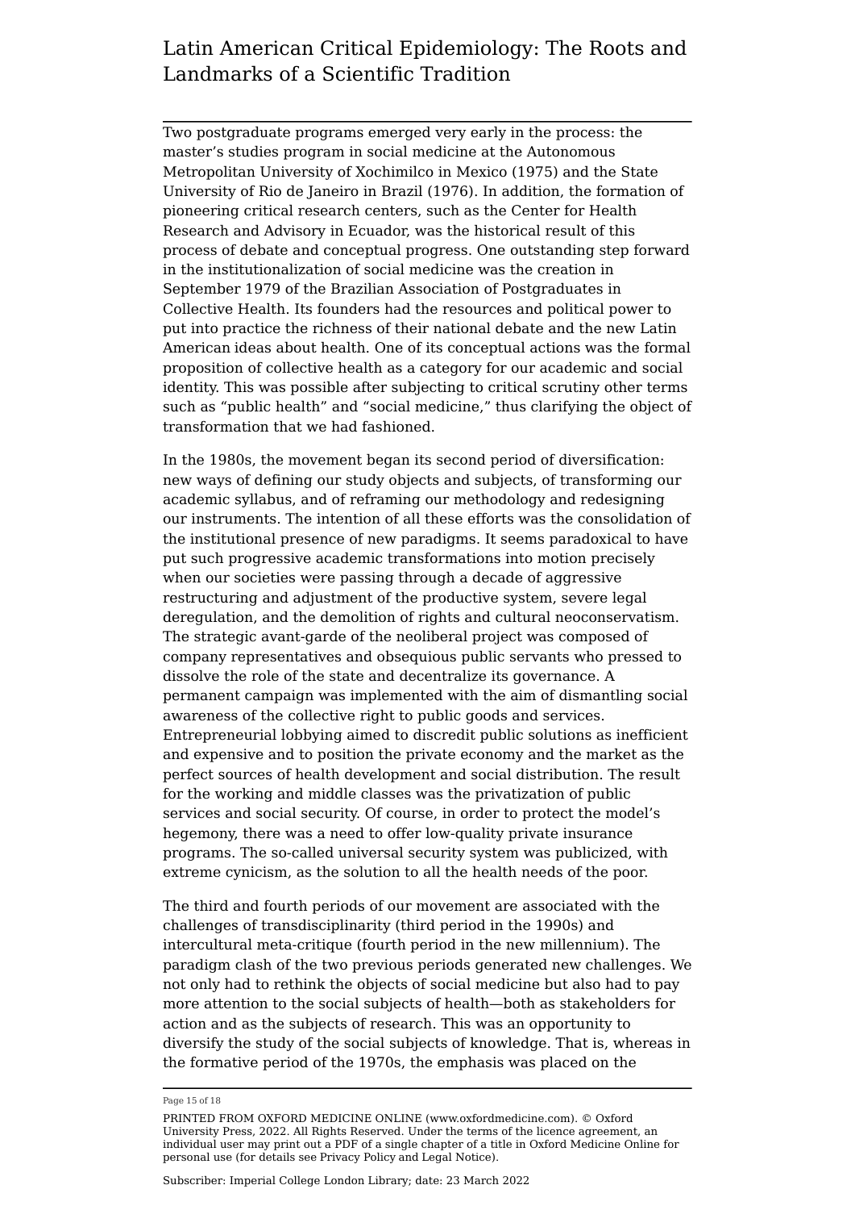Two postgraduate programs emerged very early in the process: the master's studies program in social medicine at the Autonomous Metropolitan University of Xochimilco in Mexico (1975) and the State University of Rio de Janeiro in Brazil (1976). In addition, the formation of pioneering critical research centers, such as the Center for Health Research and Advisory in Ecuador, was the historical result of this process of debate and conceptual progress. One outstanding step forward in the institutionalization of social medicine was the creation in September 1979 of the Brazilian Association of Postgraduates in Collective Health. Its founders had the resources and political power to put into practice the richness of their national debate and the new Latin American ideas about health. One of its conceptual actions was the formal proposition of collective health as a category for our academic and social identity. This was possible after subjecting to critical scrutiny other terms such as "public health" and "social medicine," thus clarifying the object of transformation that we had fashioned.

In the 1980s, the movement began its second period of diversification: new ways of defining our study objects and subjects, of transforming our academic syllabus, and of reframing our methodology and redesigning our instruments. The intention of all these efforts was the consolidation of the institutional presence of new paradigms. It seems paradoxical to have put such progressive academic transformations into motion precisely when our societies were passing through a decade of aggressive restructuring and adjustment of the productive system, severe legal deregulation, and the demolition of rights and cultural neoconservatism. The strategic avant-garde of the neoliberal project was composed of company representatives and obsequious public servants who pressed to dissolve the role of the state and decentralize its governance. A permanent campaign was implemented with the aim of dismantling social awareness of the collective right to public goods and services. Entrepreneurial lobbying aimed to discredit public solutions as inefficient and expensive and to position the private economy and the market as the perfect sources of health development and social distribution. The result for the working and middle classes was the privatization of public services and social security. Of course, in order to protect the model's hegemony, there was a need to offer low-quality private insurance programs. The so-called universal security system was publicized, with extreme cynicism, as the solution to all the health needs of the poor.

The third and fourth periods of our movement are associated with the challenges of transdisciplinarity (third period in the 1990s) and intercultural meta-critique (fourth period in the new millennium). The paradigm clash of the two previous periods generated new challenges. We not only had to rethink the objects of social medicine but also had to pay more attention to the social subjects of health—both as stakeholders for action and as the subjects of research. This was an opportunity to diversify the study of the social subjects of knowledge. That is, whereas in the formative period of the 1970s, the emphasis was placed on the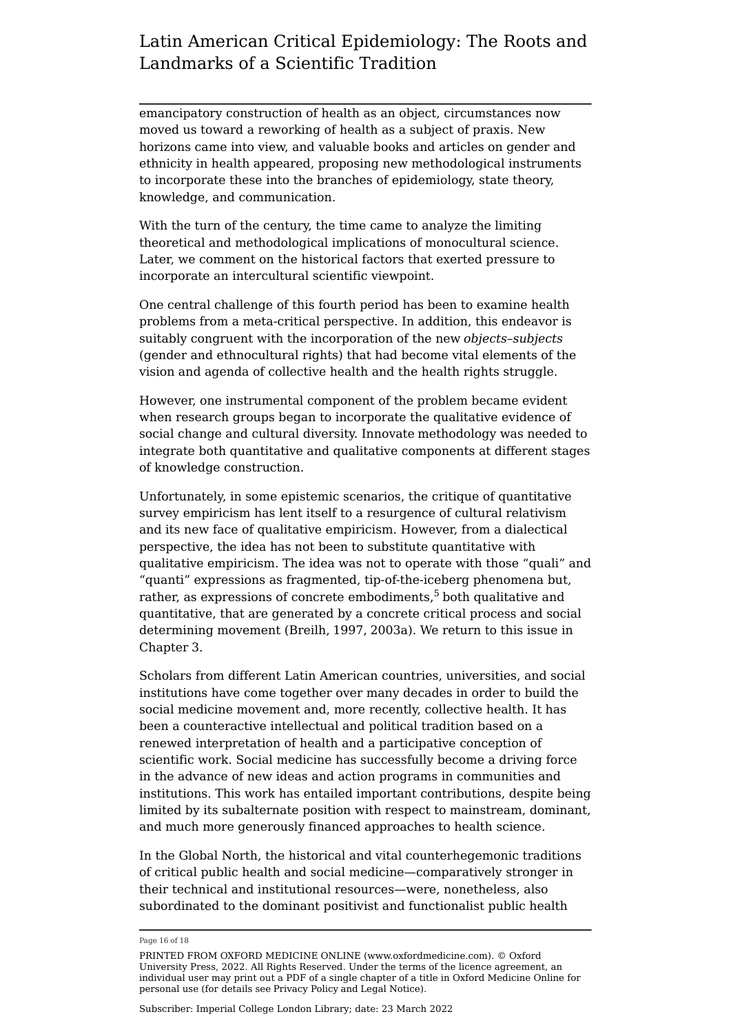emancipatory construction of health as an object, circumstances now moved us toward a reworking of health as a subject of praxis. New horizons came into view, and valuable books and articles on gender and ethnicity in health appeared, proposing new methodological instruments to incorporate these into the branches of epidemiology, state theory, knowledge, and communication.

With the turn of the century, the time came to analyze the limiting theoretical and methodological implications of monocultural science. Later, we comment on the historical factors that exerted pressure to incorporate an intercultural scientific viewpoint.

One central challenge of this fourth period has been to examine health problems from a meta-critical perspective. In addition, this endeavor is suitably congruent with the incorporation of the new *objects–subjects* (gender and ethnocultural rights) that had become vital elements of the vision and agenda of collective health and the health rights struggle.

However, one instrumental component of the problem became evident when research groups began to incorporate the qualitative evidence of social change and cultural diversity. Innovate methodology was needed to integrate both quantitative and qualitative components at different stages of knowledge construction.

Unfortunately, in some epistemic scenarios, the critique of quantitative survey empiricism has lent itself to a resurgence of cultural relativism and its new face of qualitative empiricism. However, from a dialectical perspective, the idea has not been to substitute quantitative with qualitative empiricism. The idea was not to operate with those “quali” and “quanti” expressions as fragmented, tip-of-the-iceberg phenomena but, rather, as expressions of concrete embodiments,[5] both qualitative and quantitative, that are generated by a concrete critical process and social determining movement (Breilh, 1997, 2003a). We return to this issue in Chapter 3.

Scholars from different Latin American countries, universities, and social institutions have come together over many decades in order to build the social medicine movement and, more recently, collective health. It has been a counteractive intellectual and political tradition based on a renewed interpretation of health and a participative conception of scientific work. Social medicine has successfully become a driving force in the advance of new ideas and action programs in communities and institutions. This work has entailed important contributions, despite being limited by its subalternate position with respect to mainstream, dominant, and much more generously financed approaches to health science.

In the Global North, the historical and vital counterhegemonic traditions of critical public health and social medicine—comparatively stronger in their technical and institutional resources—were, nonetheless, also subordinated to the dominant positivist and functionalist public health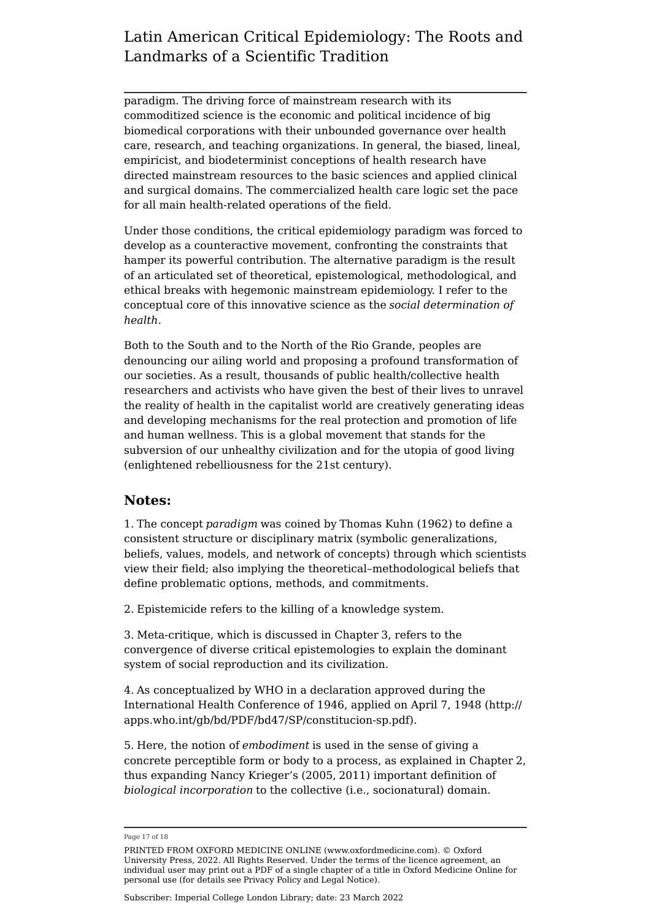paradigm. The driving force of mainstream research with its commoditized science is the economic and political incidence of big biomedical corporations with their unbounded governance over health care, research, and teaching organizations. In general, the biased, lineal, empiricist, and biodeterminist conceptions of health research have directed mainstream resources to the basic sciences and applied clinical and surgical domains. The commercialized health care logic set the pace for all main health-related operations of the field.

Under those conditions, the critical epidemiology paradigm was forced to develop as a counteractive movement, confronting the constraints that hamper its powerful contribution. The alternative paradigm is the result of an articulated set of theoretical, epistemological, methodological, and ethical breaks with hegemonic mainstream epidemiology. I refer to the conceptual core of this innovative science as the *social determination of health*.

Both to the South and to the North of the Rio Grande, peoples are denouncing our ailing world and proposing a profound transformation of our societies. As a result, thousands of public health/collective health researchers and activists who have given the best of their lives to unravel the reality of health in the capitalist world are creatively generating ideas and developing mechanisms for the real protection and promotion of life and human wellness. This is a global movement that stands for the subversion of our unhealthy civilization and for the utopia of good living (enlightened rebelliousness for the 21st century).

## Notes:

1. The concept *paradigm* was coined by Thomas Kuhn (1962) to define a consistent structure or disciplinary matrix (symbolic generalizations, beliefs, values, models, and network of concepts) through which scientists view their field; also implying the theoretical–methodological beliefs that define problematic options, methods, and commitments.

2. Epistemicide refers to the killing of a knowledge system.

3. Meta-critique, which is discussed in Chapter 3, refers to the convergence of diverse critical epistemologies to explain the dominant system of social reproduction and its civilization.

4. As conceptualized by WHO in a declaration approved during the International Health Conference of 1946, applied on April 7, 1948 (http://apps.who.int/gb/bd/PDF/bd47/SP/constitucion-sp.pdf).

5. Here, the notion of *embodiment* is used in the sense of giving a concrete perceptible form or body to a process, as explained in Chapter 2, thus expanding Nancy Krieger's (2005, 2011) important definition of *biological incorporation* to the collective (i.e., socionatural) domain.